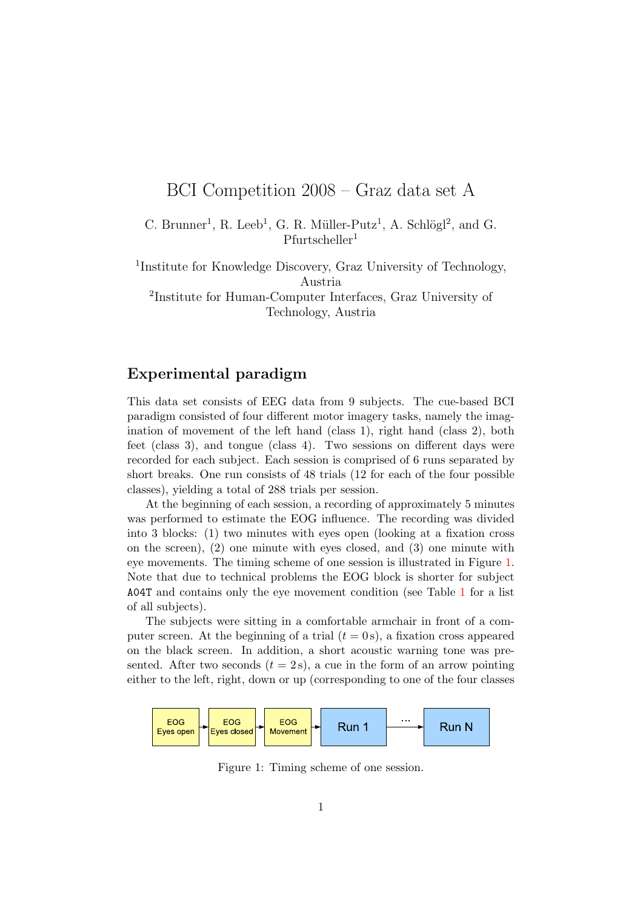# BCI Competition 2008 – Graz data set A

C. Brunner[1], R. Leeb[1], G. R. Müller-Putz[1], A. Schlögl[2], and G. Pfurtscheller[1]

[1]Institute for Knowledge Discovery, Graz University of Technology, Austria

[2]Institute for Human-Computer Interfaces, Graz University of Technology, Austria

## Experimental paradigm

This data set consists of EEG data from 9 subjects. The cue-based BCI paradigm consisted of four different motor imagery tasks, namely the imagination of movement of the left hand (class 1), right hand (class 2), both feet (class 3), and tongue (class 4). Two sessions on different days were recorded for each subject. Each session is comprised of 6 runs separated by short breaks. One run consists of 48 trials (12 for each of the four possible classes), yielding a total of 288 trials per session.

At the beginning of each session, a recording of approximately 5 minutes was performed to estimate the EOG influence. The recording was divided into 3 blocks: (1) two minutes with eyes open (looking at a fixation cross on the screen), (2) one minute with eyes closed, and (3) one minute with eye movements. The timing scheme of one session is illustrated in Figure 1. Note that due to technical problems the EOG block is shorter for subject A04T and contains only the eye movement condition (see Table 1 for a list of all subjects).

The subjects were sitting in a comfortable armchair in front of a computer screen. At the beginning of a trial ($t = 0$ s), a fixation cross appeared on the black screen. In addition, a short acoustic warning tone was presented. After two seconds ($t = 2$ s), a cue in the form of an arrow pointing either to the left, right, down or up (corresponding to one of the four classes

EOG Eyes open → EOG Eyes closed → EOG Movement → Run 1 → ... → Run N

Figure 1: Timing scheme of one session.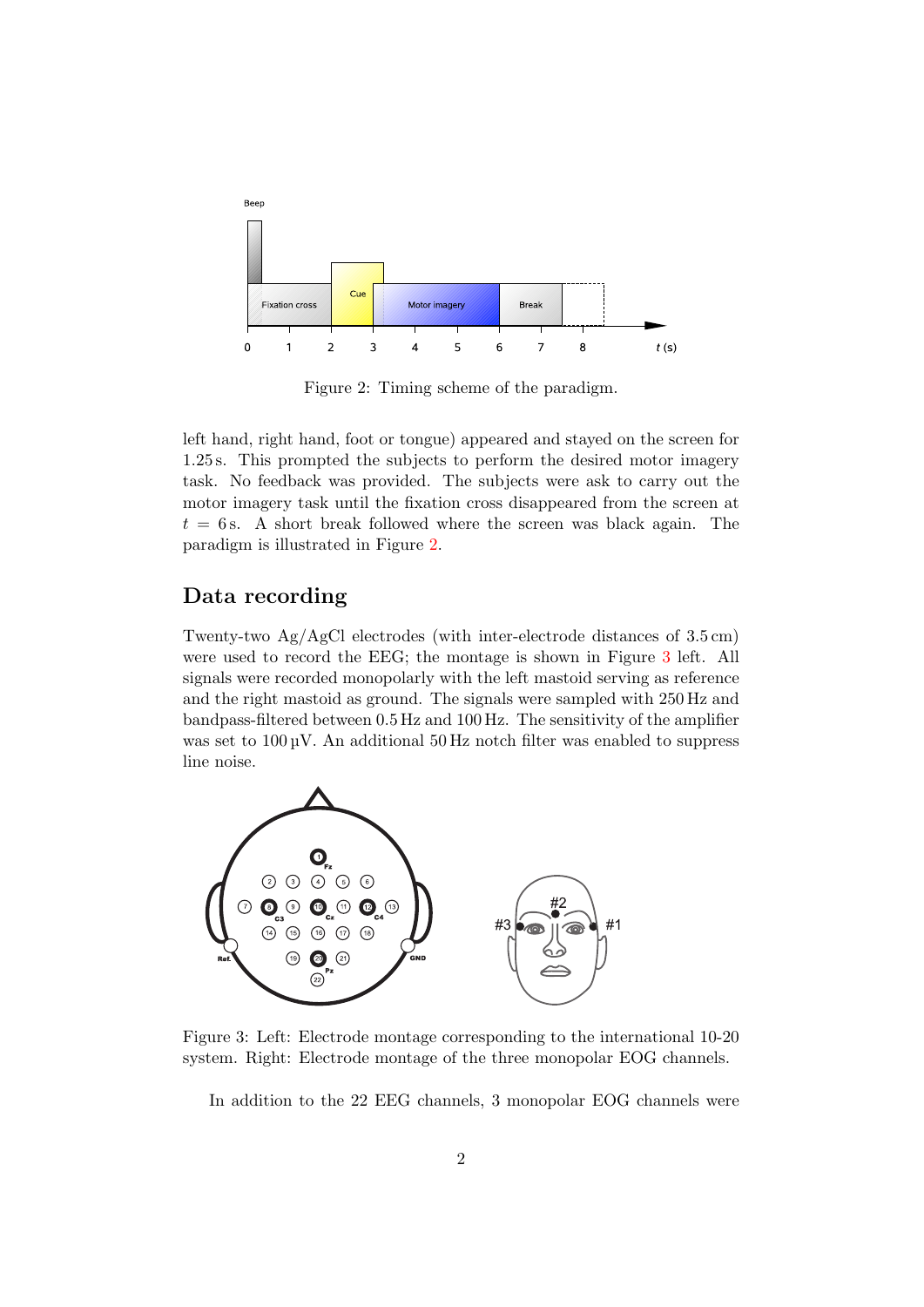Figure 2: Timing scheme of the paradigm.

left hand, right hand, foot or tongue) appeared and stayed on the screen for 1.25 s. This prompted the subjects to perform the desired motor imagery task. No feedback was provided. The subjects were ask to carry out the motor imagery task until the fixation cross disappeared from the screen at $t = 6$ s. A short break followed where the screen was black again. The paradigm is illustrated in Figure 2.

## Data recording

Twenty-two Ag/AgCl electrodes (with inter-electrode distances of 3.5 cm) were used to record the EEG; the montage is shown in Figure 3 left. All signals were recorded monopolarly with the left mastoid serving as reference and the right mastoid as ground. The signals were sampled with 250 Hz and bandpass-filtered between 0.5 Hz and 100 Hz. The sensitivity of the amplifier was set to 100 µV. An additional 50 Hz notch filter was enabled to suppress line noise.

Figure 3: Left: Electrode montage corresponding to the international 10-20 system. Right: Electrode montage of the three monopolar EOG channels.

In addition to the 22 EEG channels, 3 monopolar EOG channels were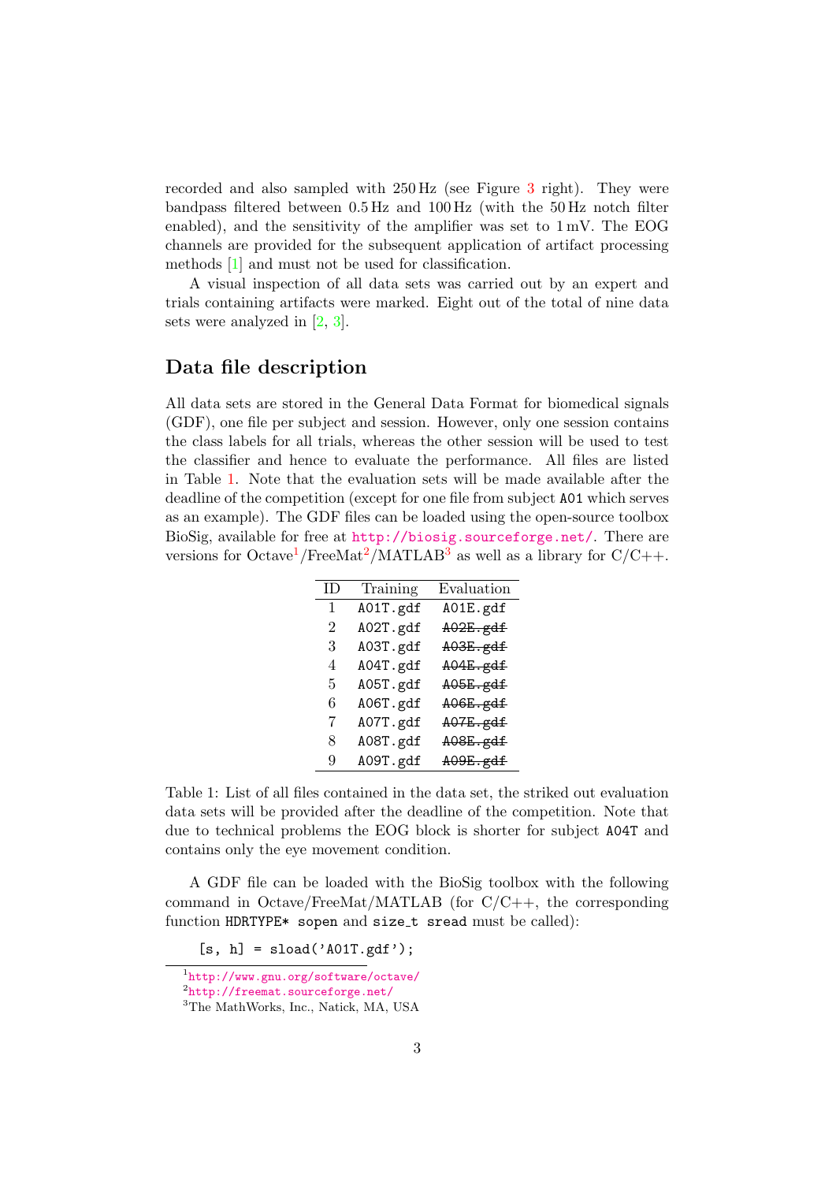recorded and also sampled with 250 Hz (see Figure 3 right). They were bandpass filtered between 0.5 Hz and 100 Hz (with the 50 Hz notch filter enabled), and the sensitivity of the amplifier was set to 1 mV. The EOG channels are provided for the subsequent application of artifact processing methods [1] and must not be used for classification.

A visual inspection of all data sets was carried out by an expert and trials containing artifacts were marked. Eight out of the total of nine data sets were analyzed in [2, 3].

## Data file description

All data sets are stored in the General Data Format for biomedical signals (GDF), one file per subject and session. However, only one session contains the class labels for all trials, whereas the other session will be used to test the classifier and hence to evaluate the performance. All files are listed in Table 1. Note that the evaluation sets will be made available after the deadline of the competition (except for one file from subject `A01` which serves as an example). The GDF files can be loaded using the open-source toolbox BioSig, available for free at http://biosig.sourceforge.net/. There are versions for Octave[1]/FreeMat[2]/MATLAB[3] as well as a library for C/C++.

| ID | Training | Evaluation |
|---|---|---|
| 1 | `A01T.gdf` | `A01E.gdf` |
| 2 | `A02T.gdf` | ~~`A02E.gdf`~~ |
| 3 | `A03T.gdf` | ~~`A03E.gdf`~~ |
| 4 | `A04T.gdf` | ~~`A04E.gdf`~~ |
| 5 | `A05T.gdf` | ~~`A05E.gdf`~~ |
| 6 | `A06T.gdf` | ~~`A06E.gdf`~~ |
| 7 | `A07T.gdf` | ~~`A07E.gdf`~~ |
| 8 | `A08T.gdf` | ~~`A08E.gdf`~~ |
| 9 | `A09T.gdf` | ~~`A09E.gdf`~~ |

Table 1: List of all files contained in the data set, the striked out evaluation data sets will be provided after the deadline of the competition. Note that due to technical problems the EOG block is shorter for subject `A04T` and contains only the eye movement condition.

A GDF file can be loaded with the BioSig toolbox with the following command in Octave/FreeMat/MATLAB (for C/C++, the corresponding function `HDRTYPE* sopen` and `size_t sread` must be called):

```
[s, h] = sload('A01T.gdf');
```

[1] http://www.gnu.org/software/octave/
[2] http://freemat.sourceforge.net/
[3] The MathWorks, Inc., Natick, MA, USA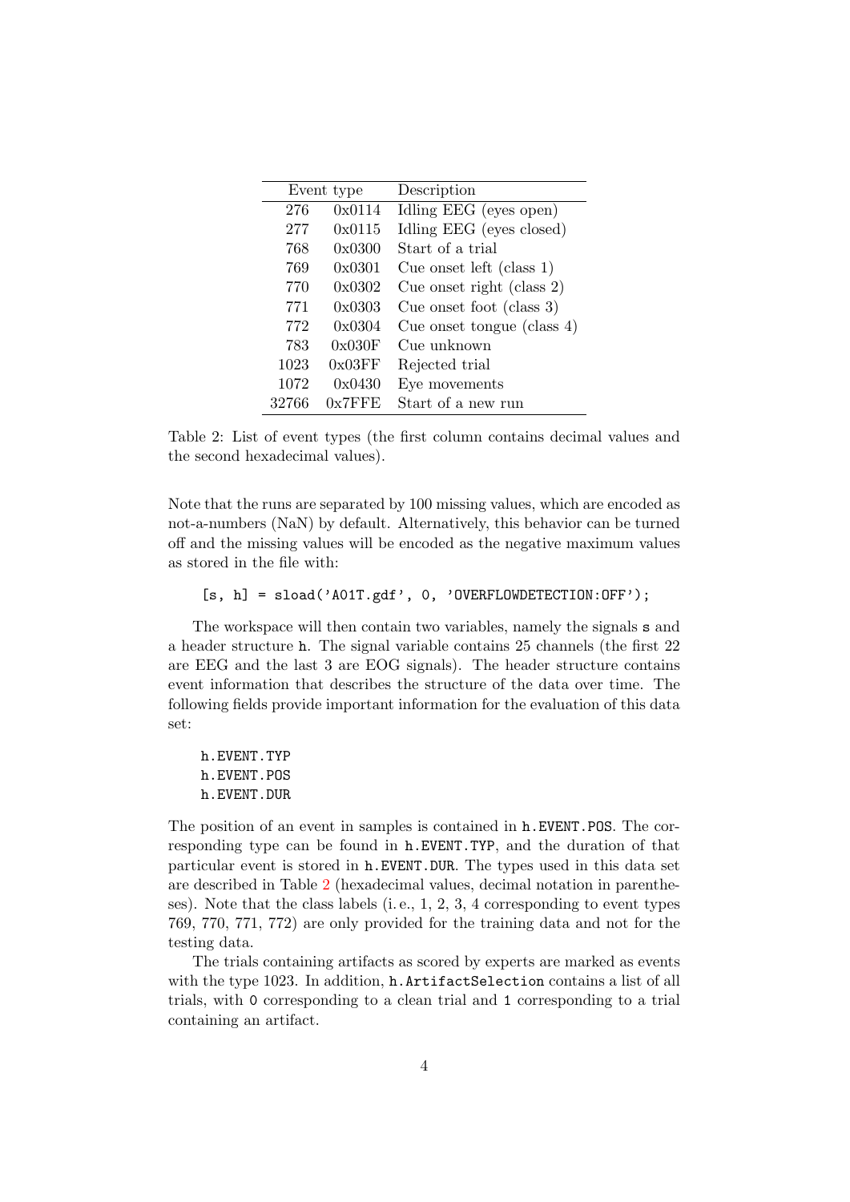| Event type | | Description |
|---|---|---|
| 276 | 0x0114 | Idling EEG (eyes open) |
| 277 | 0x0115 | Idling EEG (eyes closed) |
| 768 | 0x0300 | Start of a trial |
| 769 | 0x0301 | Cue onset left (class 1) |
| 770 | 0x0302 | Cue onset right (class 2) |
| 771 | 0x0303 | Cue onset foot (class 3) |
| 772 | 0x0304 | Cue onset tongue (class 4) |
| 783 | 0x030F | Cue unknown |
| 1023 | 0x03FF | Rejected trial |
| 1072 | 0x0430 | Eye movements |
| 32766 | 0x7FFE | Start of a new run |

Table 2: List of event types (the first column contains decimal values and the second hexadecimal values).

Note that the runs are separated by 100 missing values, which are encoded as not-a-numbers (NaN) by default. Alternatively, this behavior can be turned off and the missing values will be encoded as the negative maximum values as stored in the file with:

```
[s, h] = sload('A01T.gdf', 0, 'OVERFLOWDETECTION:OFF');
```

The workspace will then contain two variables, namely the signals `s` and a header structure `h`. The signal variable contains 25 channels (the first 22 are EEG and the last 3 are EOG signals). The header structure contains event information that describes the structure of the data over time. The following fields provide important information for the evaluation of this data set:

```
h.EVENT.TYP
h.EVENT.POS
h.EVENT.DUR
```

The position of an event in samples is contained in `h.EVENT.POS`. The corresponding type can be found in `h.EVENT.TYP`, and the duration of that particular event is stored in `h.EVENT.DUR`. The types used in this data set are described in Table 2 (hexadecimal values, decimal notation in parentheses). Note that the class labels (i. e., 1, 2, 3, 4 corresponding to event types 769, 770, 771, 772) are only provided for the training data and not for the testing data.

The trials containing artifacts as scored by experts are marked as events with the type 1023. In addition, `h.ArtifactSelection` contains a list of all trials, with `0` corresponding to a clean trial and `1` corresponding to a trial containing an artifact.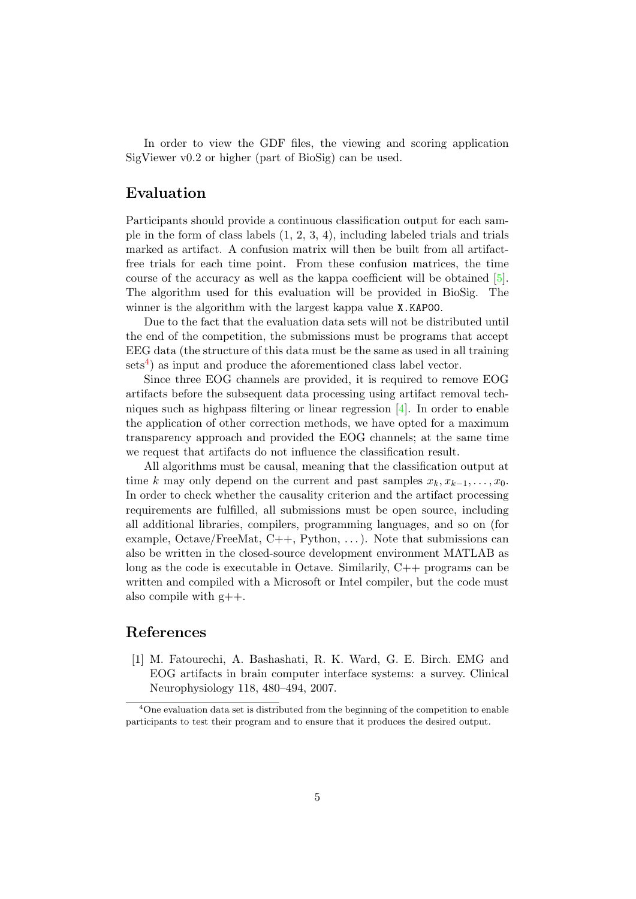In order to view the GDF files, the viewing and scoring application SigViewer v0.2 or higher (part of BioSig) can be used.

## Evaluation

Participants should provide a continuous classification output for each sample in the form of class labels (1, 2, 3, 4), including labeled trials and trials marked as artifact. A confusion matrix will then be built from all artifact-free trials for each time point. From these confusion matrices, the time course of the accuracy as well as the kappa coefficient will be obtained [5]. The algorithm used for this evaluation will be provided in BioSig. The winner is the algorithm with the largest kappa value `X.KAP00`.

Due to the fact that the evaluation data sets will not be distributed until the end of the competition, the submissions must be programs that accept EEG data (the structure of this data must be the same as used in all training sets[4]) as input and produce the aforementioned class label vector.

Since three EOG channels are provided, it is required to remove EOG artifacts before the subsequent data processing using artifact removal techniques such as highpass filtering or linear regression [4]. In order to enable the application of other correction methods, we have opted for a maximum transparency approach and provided the EOG channels; at the same time we request that artifacts do not influence the classification result.

All algorithms must be causal, meaning that the classification output at time $k$ may only depend on the current and past samples $x_k, x_{k-1}, \ldots, x_0$. In order to check whether the causality criterion and the artifact processing requirements are fulfilled, all submissions must be open source, including all additional libraries, compilers, programming languages, and so on (for example, Octave/FreeMat, C++, Python, ...). Note that submissions can also be written in the closed-source development environment MATLAB as long as the code is executable in Octave. Similarily, C++ programs can be written and compiled with a Microsoft or Intel compiler, but the code must also compile with g++.

## References

[1] M. Fatourechi, A. Bashashati, R. K. Ward, G. E. Birch. EMG and EOG artifacts in brain computer interface systems: a survey. Clinical Neurophysiology 118, 480–494, 2007.

[4] One evaluation data set is distributed from the beginning of the competition to enable participants to test their program and to ensure that it produces the desired output.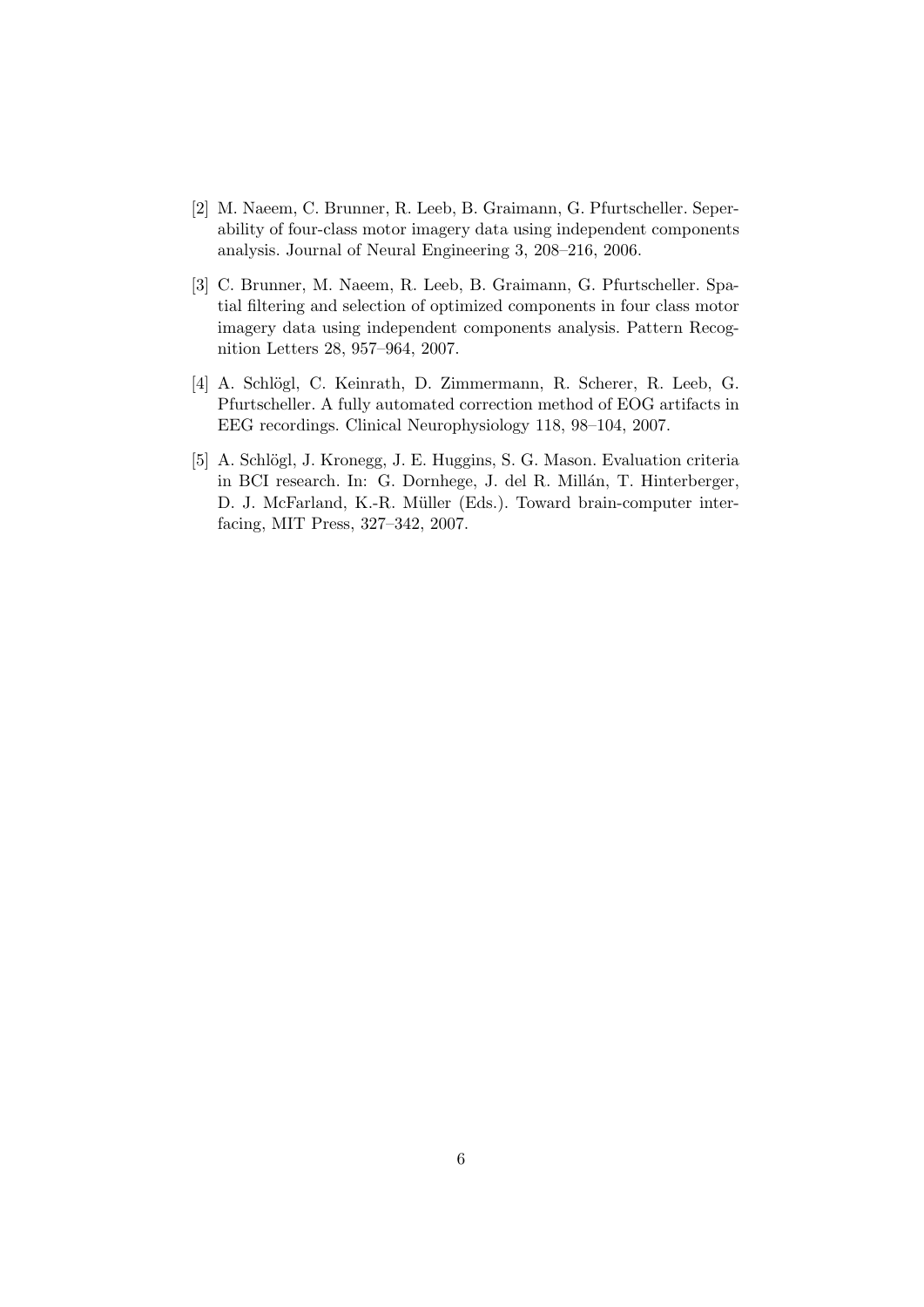[2] M. Naeem, C. Brunner, R. Leeb, B. Graimann, G. Pfurtscheller. Seperability of four-class motor imagery data using independent components analysis. Journal of Neural Engineering 3, 208–216, 2006.

[3] C. Brunner, M. Naeem, R. Leeb, B. Graimann, G. Pfurtscheller. Spatial filtering and selection of optimized components in four class motor imagery data using independent components analysis. Pattern Recognition Letters 28, 957–964, 2007.

[4] A. Schlögl, C. Keinrath, D. Zimmermann, R. Scherer, R. Leeb, G. Pfurtscheller. A fully automated correction method of EOG artifacts in EEG recordings. Clinical Neurophysiology 118, 98–104, 2007.

[5] A. Schlögl, J. Kronegg, J. E. Huggins, S. G. Mason. Evaluation criteria in BCI research. In: G. Dornhege, J. del R. Millán, T. Hinterberger, D. J. McFarland, K.-R. Müller (Eds.). Toward brain-computer interfacing, MIT Press, 327–342, 2007.